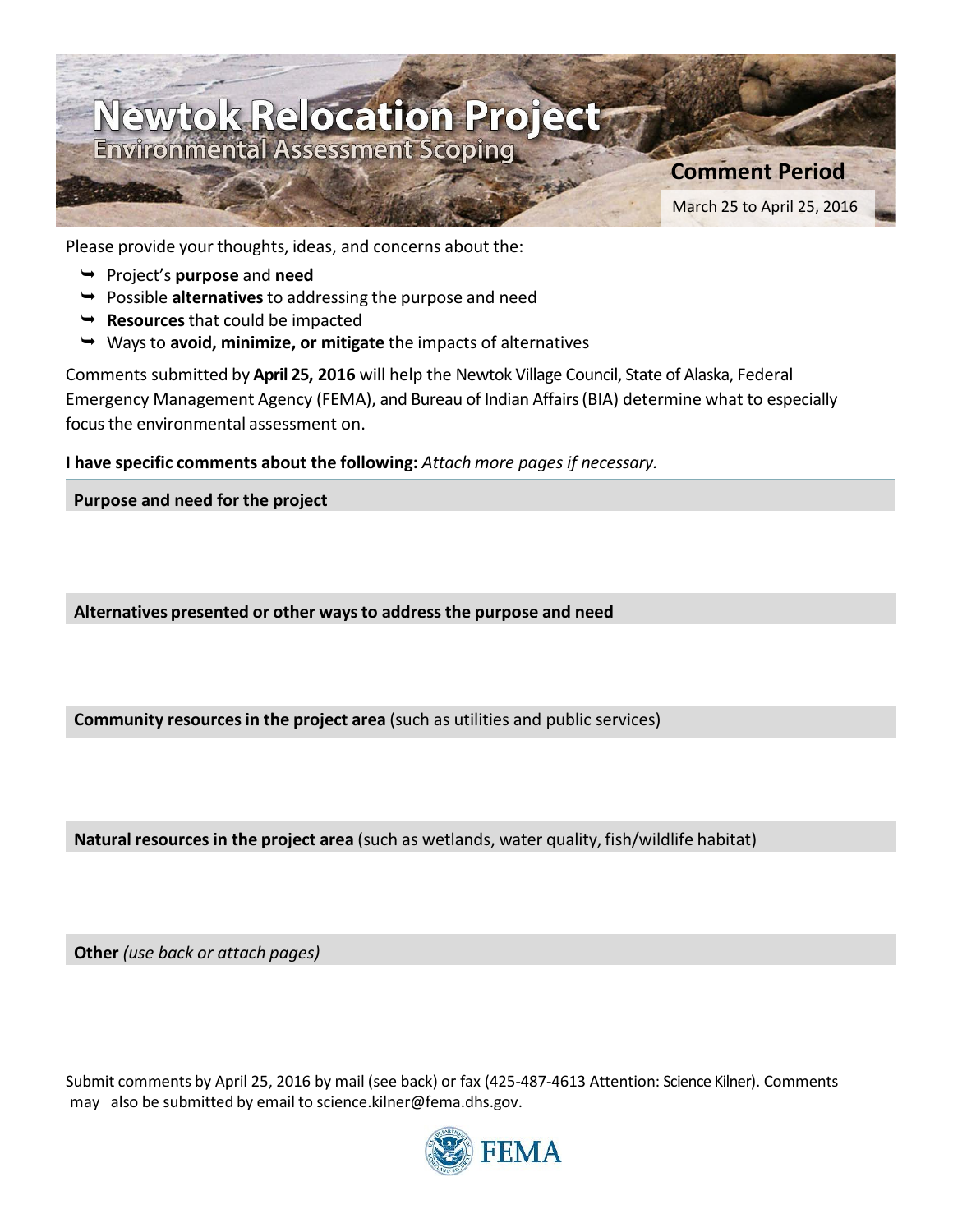# Newtok Relocation Project

## Environmental Assessment Scoping

**Comment Period**

March 25 to April 25, 2016

Please provide your thoughts, ideas, and concerns about the:

- Project's **purpose** and **need**
- Possible **alternatives** to addressing the purpose and need
- **Resources** that could be impacted
- Ways to **avoid, minimize, or mitigate** the impacts of alternatives

Comments submitted by **April 25, 2016** will help the Newtok Village Council, State of Alaska, Federal Emergency Management Agency (FEMA), and Bureau of Indian Affairs (BIA) determine what to especially focus the environmental assessment on.

**I have specific comments about the following:** *Attach more pages if necessary.*

**Purpose and need for the project**

**Alternatives presented or other ways to address the purpose and need**

**Community resources in the project area** (such as utilities and public services)

**Natural resources in the project area** (such as wetlands, water quality, fish/wildlife habitat)

**Other** *(use back or attach pages)*

Submit comments by April 25, 2016 by mail (see back) or fax (425-487-4613 Attention: Science Kilner). Comments may also be submitted by email to science.kilner@fema.dhs.gov.

FEMA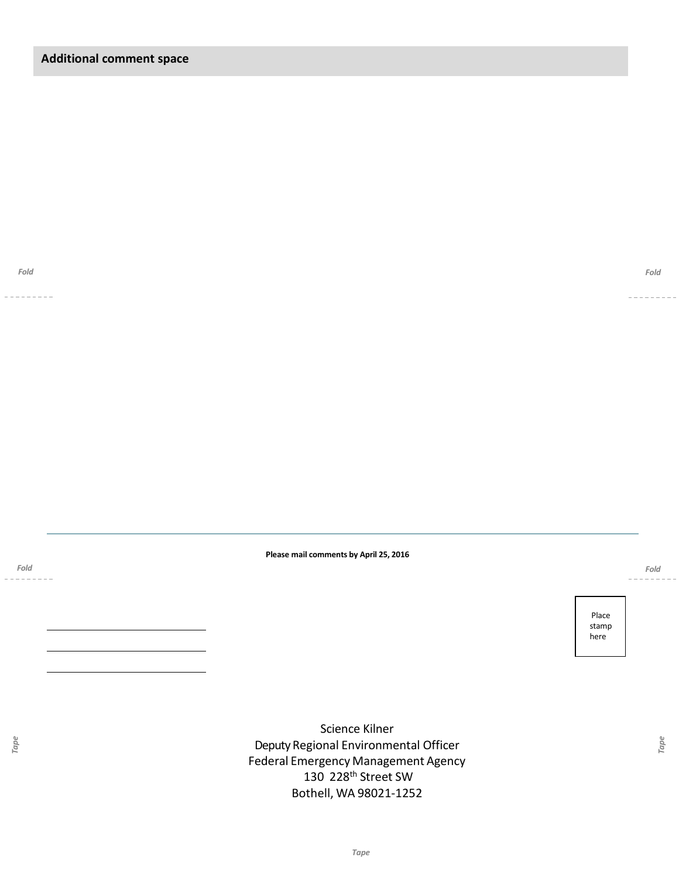## Additional comment space

*Fold* *Fold*

**Please mail comments by April 25, 2016**

*Fold* *Fold*

Place stamp here

*Tape* *Tape*

Science Kilner
Deputy Regional Environmental Officer
Federal Emergency Management Agency
130 228th Street SW
Bothell, WA 98021-1252

*Tape*